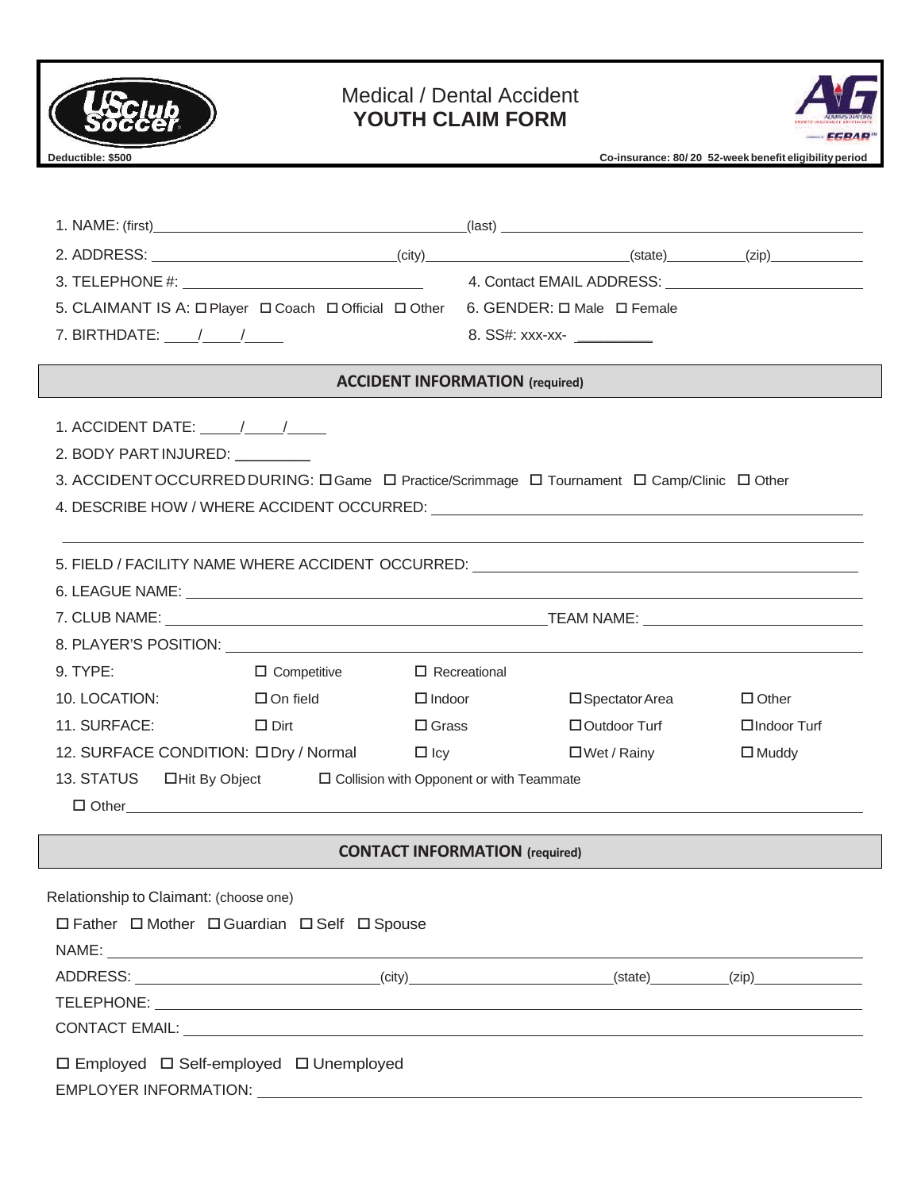# Medical / Dental Accident
## YOUTH CLAIM FORM

Deductible: $500

Co-insurance: 80/ 20 52-week benefit eligibility period

1. NAME: (first)________________________________(last) ________________________________
2. ADDRESS: ________________________(city)________________________(state)__________(zip)____________
3. TELEPHONE #: ________________________
4. Contact EMAIL ADDRESS: ________________________
5. CLAIMANT IS A: ☐ Player ☐ Coach ☐ Official ☐ Other
6. GENDER: ☐ Male ☐ Female
7. BIRTHDATE: ____/____/____
8. SS#: xxx-xx- _________

## ACCIDENT INFORMATION (required)

1. ACCIDENT DATE: _____/_____/_____
2. BODY PART INJURED: _________
3. ACCIDENT OCCURRED DURING: ☐ Game ☐ Practice/Scrimmage ☐ Tournament ☐ Camp/Clinic ☐ Other
4. DESCRIBE HOW / WHERE ACCIDENT OCCURRED: ________________________________________________
5. FIELD / FACILITY NAME WHERE ACCIDENT OCCURRED: ________________________________
6. LEAGUE NAME: ________________________________
7. CLUB NAME: ________________________________TEAM NAME: ________________________
8. PLAYER'S POSITION: ________________________________

| | | | | |
|---|---|---|---|---|
| 9. TYPE: | ☐ Competitive | ☐ Recreational | | |
| 10. LOCATION: | ☐ On field | ☐ Indoor | ☐ Spectator Area | ☐ Other |
| 11. SURFACE: | ☐ Dirt | ☐ Grass | ☐ Outdoor Turf | ☐ Indoor Turf |
| 12. SURFACE CONDITION: | ☐ Dry / Normal | ☐ Icy | ☐ Wet / Rainy | ☐ Muddy |

13. STATUS ☐ Hit By Object ☐ Collision with Opponent or with Teammate

☐ Other________________________________________________

## CONTACT INFORMATION (required)

Relationship to Claimant: (choose one)

☐ Father ☐ Mother ☐ Guardian ☐ Self ☐ Spouse

NAME: ________________________________________________

ADDRESS: ________________________(city)________________________(state)__________(zip)____________

TELEPHONE: ________________________________________________

CONTACT EMAIL: ________________________________________________

☐ Employed ☐ Self-employed ☐ Unemployed

EMPLOYER INFORMATION: ________________________________________________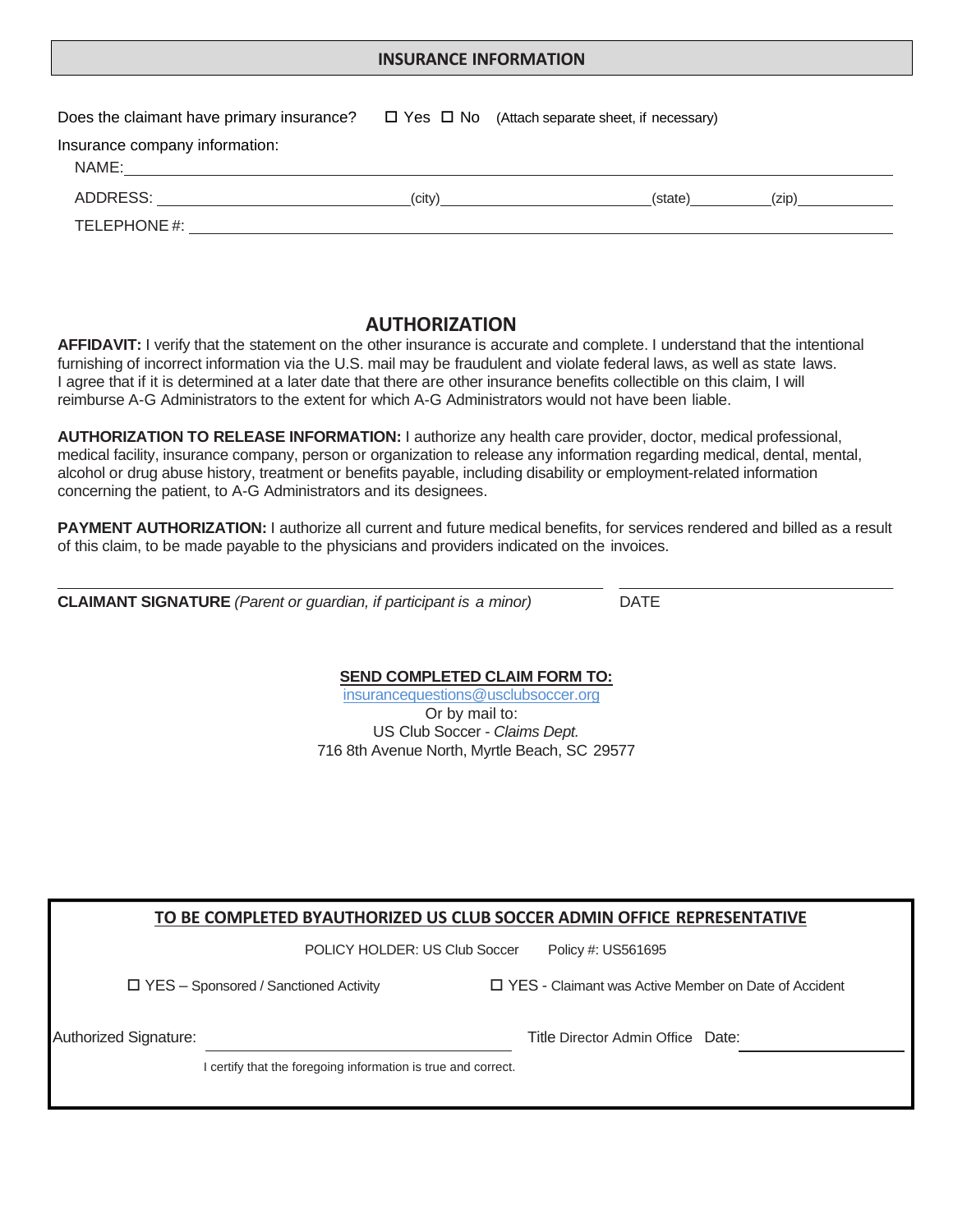## INSURANCE INFORMATION

Does the claimant have primary insurance? ☐ Yes ☐ No (Attach separate sheet, if necessary)

Insurance company information:

NAME: ______________________________

ADDRESS: ______________________________ (city) ______________________________ (state) __________ (zip) __________

TELEPHONE #: ______________________________

## AUTHORIZATION

**AFFIDAVIT:** I verify that the statement on the other insurance is accurate and complete. I understand that the intentional furnishing of incorrect information via the U.S. mail may be fraudulent and violate federal laws, as well as state laws. I agree that if it is determined at a later date that there are other insurance benefits collectible on this claim, I will reimburse A-G Administrators to the extent for which A-G Administrators would not have been liable.

**AUTHORIZATION TO RELEASE INFORMATION:** I authorize any health care provider, doctor, medical professional, medical facility, insurance company, person or organization to release any information regarding medical, dental, mental, alcohol or drug abuse history, treatment or benefits payable, including disability or employment-related information concerning the patient, to A-G Administrators and its designees.

**PAYMENT AUTHORIZATION:** I authorize all current and future medical benefits, for services rendered and billed as a result of this claim, to be made payable to the physicians and providers indicated on the invoices.

______________________________ ______________________________

**CLAIMANT SIGNATURE** *(Parent or guardian, if participant is a minor)* DATE

**SEND COMPLETED CLAIM FORM TO:**

insurancequestions@usclubsoccer.org

Or by mail to:

US Club Soccer - *Claims Dept.*

716 8th Avenue North, Myrtle Beach, SC 29577

---

**TO BE COMPLETED BYAUTHORIZED US CLUB SOCCER ADMIN OFFICE REPRESENTATIVE**

POLICY HOLDER: US Club Soccer Policy #: US561695

☐ YES – Sponsored / Sanctioned Activity ☐ YES - Claimant was Active Member on Date of Accident

Authorized Signature: ______________________________ Title Director Admin Office Date: ______________

I certify that the foregoing information is true and correct.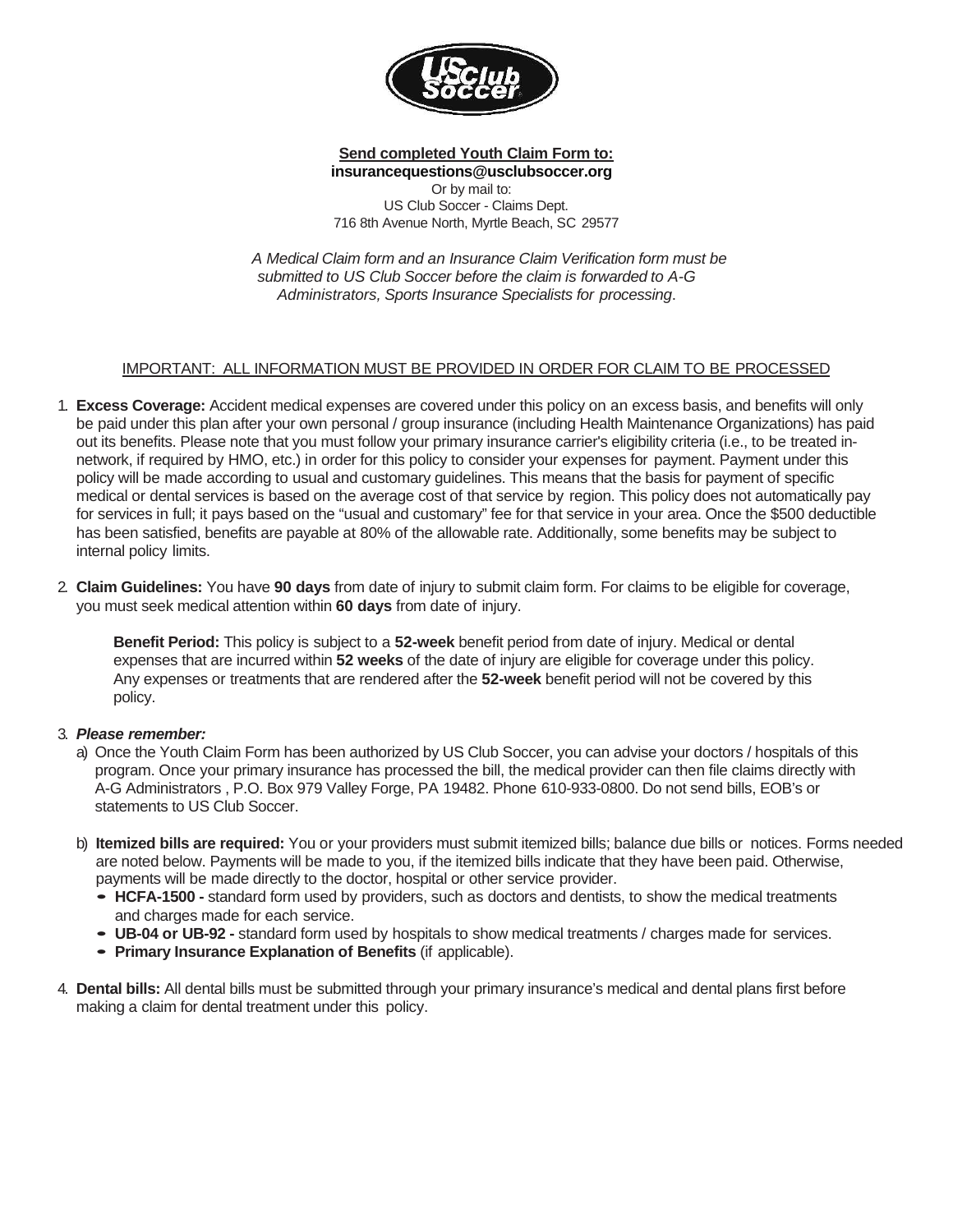**Send completed Youth Claim Form to:**
**insurancequestions@usclubsoccer.org**
Or by mail to:
US Club Soccer - Claims Dept.
716 8th Avenue North, Myrtle Beach, SC 29577

*A Medical Claim form and an Insurance Claim Verification form must be submitted to US Club Soccer before the claim is forwarded to A-G Administrators, Sports Insurance Specialists for processing*.

IMPORTANT: ALL INFORMATION MUST BE PROVIDED IN ORDER FOR CLAIM TO BE PROCESSED

1. **Excess Coverage:** Accident medical expenses are covered under this policy on an excess basis, and benefits will only be paid under this plan after your own personal / group insurance (including Health Maintenance Organizations) has paid out its benefits. Please note that you must follow your primary insurance carrier's eligibility criteria (i.e., to be treated in-network, if required by HMO, etc.) in order for this policy to consider your expenses for payment. Payment under this policy will be made according to usual and customary guidelines. This means that the basis for payment of specific medical or dental services is based on the average cost of that service by region. This policy does not automatically pay for services in full; it pays based on the "usual and customary" fee for that service in your area. Once the $500 deductible has been satisfied, benefits are payable at 80% of the allowable rate. Additionally, some benefits may be subject to internal policy limits.

2. **Claim Guidelines:** You have **90 days** from date of injury to submit claim form. For claims to be eligible for coverage, you must seek medical attention within **60 days** from date of injury.

   **Benefit Period:** This policy is subject to a **52-week** benefit period from date of injury. Medical or dental expenses that are incurred within **52 weeks** of the date of injury are eligible for coverage under this policy. Any expenses or treatments that are rendered after the **52-week** benefit period will not be covered by this policy.

3. ***Please remember:***
   a) Once the Youth Claim Form has been authorized by US Club Soccer, you can advise your doctors / hospitals of this program. Once your primary insurance has processed the bill, the medical provider can then file claims directly with A-G Administrators , P.O. Box 979 Valley Forge, PA 19482. Phone 610-933-0800. Do not send bills, EOB's or statements to US Club Soccer.

   b) **Itemized bills are required:** You or your providers must submit itemized bills; balance due bills or notices. Forms needed are noted below. Payments will be made to you, if the itemized bills indicate that they have been paid. Otherwise, payments will be made directly to the doctor, hospital or other service provider.
      - **HCFA-1500 -** standard form used by providers, such as doctors and dentists, to show the medical treatments and charges made for each service.
      - **UB-04 or UB-92 -** standard form used by hospitals to show medical treatments / charges made for services.
      - **Primary Insurance Explanation of Benefits** (if applicable).

4. **Dental bills:** All dental bills must be submitted through your primary insurance's medical and dental plans first before making a claim for dental treatment under this policy.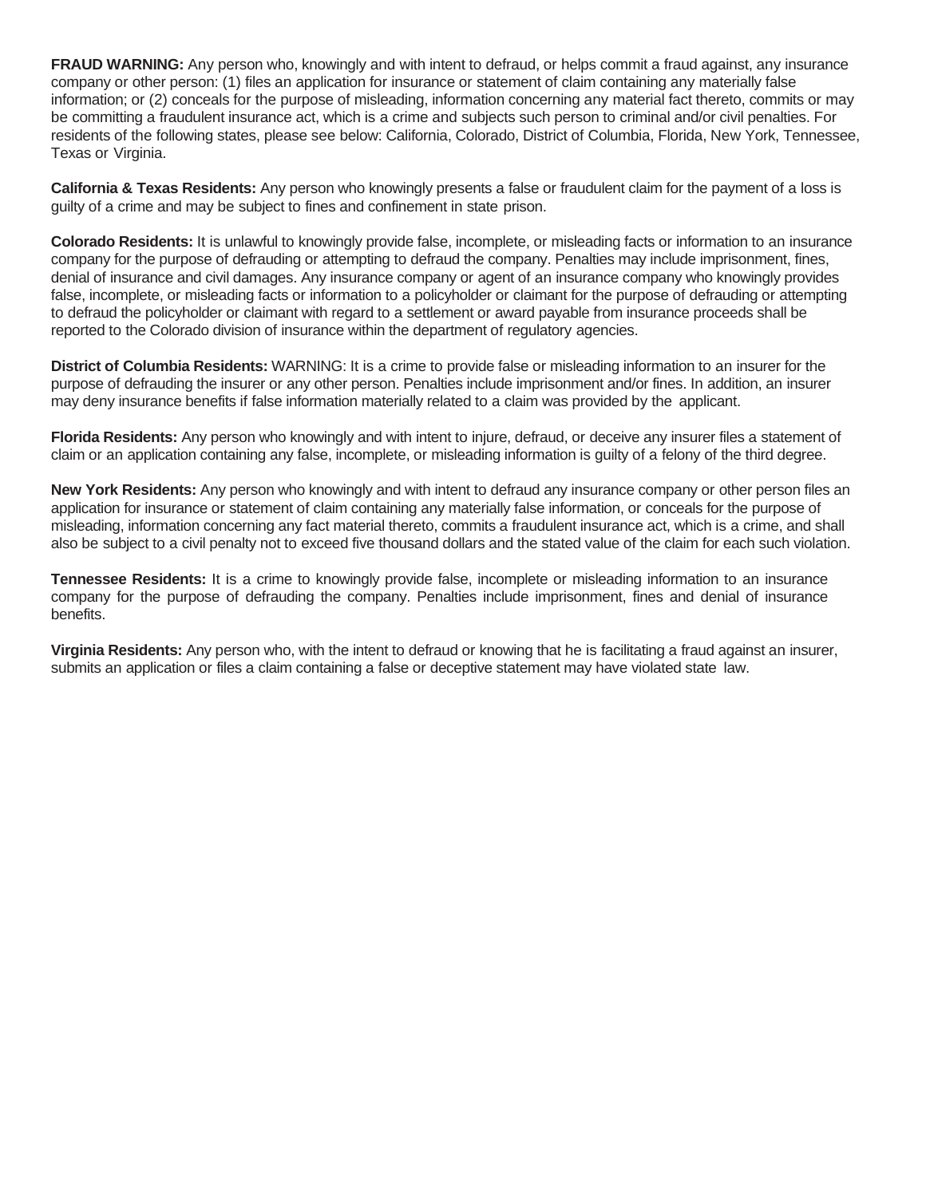**FRAUD WARNING:** Any person who, knowingly and with intent to defraud, or helps commit a fraud against, any insurance company or other person: (1) files an application for insurance or statement of claim containing any materially false information; or (2) conceals for the purpose of misleading, information concerning any material fact thereto, commits or may be committing a fraudulent insurance act, which is a crime and subjects such person to criminal and/or civil penalties. For residents of the following states, please see below: California, Colorado, District of Columbia, Florida, New York, Tennessee, Texas or Virginia.

**California & Texas Residents:** Any person who knowingly presents a false or fraudulent claim for the payment of a loss is guilty of a crime and may be subject to fines and confinement in state prison.

**Colorado Residents:** It is unlawful to knowingly provide false, incomplete, or misleading facts or information to an insurance company for the purpose of defrauding or attempting to defraud the company. Penalties may include imprisonment, fines, denial of insurance and civil damages. Any insurance company or agent of an insurance company who knowingly provides false, incomplete, or misleading facts or information to a policyholder or claimant for the purpose of defrauding or attempting to defraud the policyholder or claimant with regard to a settlement or award payable from insurance proceeds shall be reported to the Colorado division of insurance within the department of regulatory agencies.

**District of Columbia Residents:** WARNING: It is a crime to provide false or misleading information to an insurer for the purpose of defrauding the insurer or any other person. Penalties include imprisonment and/or fines. In addition, an insurer may deny insurance benefits if false information materially related to a claim was provided by the applicant.

**Florida Residents:** Any person who knowingly and with intent to injure, defraud, or deceive any insurer files a statement of claim or an application containing any false, incomplete, or misleading information is guilty of a felony of the third degree.

**New York Residents:** Any person who knowingly and with intent to defraud any insurance company or other person files an application for insurance or statement of claim containing any materially false information, or conceals for the purpose of misleading, information concerning any fact material thereto, commits a fraudulent insurance act, which is a crime, and shall also be subject to a civil penalty not to exceed five thousand dollars and the stated value of the claim for each such violation.

**Tennessee Residents:** It is a crime to knowingly provide false, incomplete or misleading information to an insurance company for the purpose of defrauding the company. Penalties include imprisonment, fines and denial of insurance benefits.

**Virginia Residents:** Any person who, with the intent to defraud or knowing that he is facilitating a fraud against an insurer, submits an application or files a claim containing a false or deceptive statement may have violated state law.